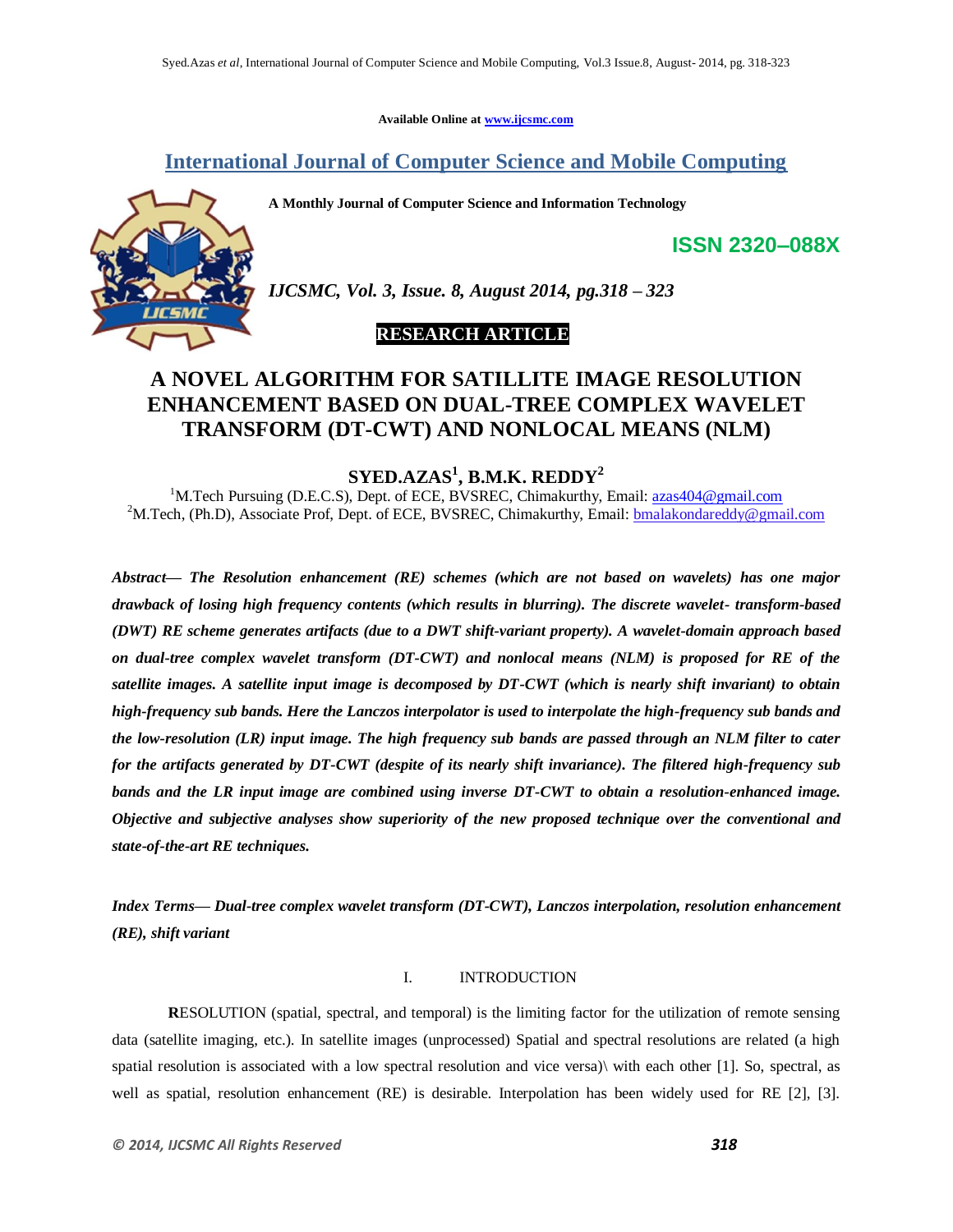Available Online at www.ijcsmc.com

# International Journal of Computer Science and Mobile Computing

**A Monthly Journal of Computer Science and Information Technology**

**ISSN 2320–088X**

*IJCSMC, Vol. 3, Issue. 8, August 2014, pg.318 – 323*

**RESEARCH ARTICLE**

# A NOVEL ALGORITHM FOR SATILLITE IMAGE RESOLUTION ENHANCEMENT BASED ON DUAL-TREE COMPLEX WAVELET TRANSFORM (DT-CWT) AND NONLOCAL MEANS (NLM)

**SYED.AZAS[1], B.M.K. REDDY[2]**

[1]M.Tech Pursuing (D.E.C.S), Dept. of ECE, BVSREC, Chimakurthy, Email: azas404@gmail.com
[2]M.Tech, (Ph.D), Associate Prof, Dept. of ECE, BVSREC, Chimakurthy, Email: bmalakondareddy@gmail.com

***Abstract***— *The Resolution enhancement (RE) schemes (which are not based on wavelets) has one major drawback of losing high frequency contents (which results in blurring). The discrete wavelet- transform-based (DWT) RE scheme generates artifacts (due to a DWT shift-variant property). A wavelet-domain approach based on dual-tree complex wavelet transform (DT-CWT) and nonlocal means (NLM) is proposed for RE of the satellite images. A satellite input image is decomposed by DT-CWT (which is nearly shift invariant) to obtain high-frequency sub bands. Here the Lanczos interpolator is used to interpolate the high-frequency sub bands and the low-resolution (LR) input image. The high frequency sub bands are passed through an NLM filter to cater for the artifacts generated by DT-CWT (despite of its nearly shift invariance). The filtered high-frequency sub bands and the LR input image are combined using inverse DT-CWT to obtain a resolution-enhanced image. Objective and subjective analyses show superiority of the new proposed technique over the conventional and state-of-the-art RE techniques.*

***Index Terms***— *Dual-tree complex wavelet transform (DT-CWT), Lanczos interpolation, resolution enhancement (RE), shift variant*

## I. INTRODUCTION

**R**ESOLUTION (spatial, spectral, and temporal) is the limiting factor for the utilization of remote sensing data (satellite imaging, etc.). In satellite images (unprocessed) Spatial and spectral resolutions are related (a high spatial resolution is associated with a low spectral resolution and vice versa)\ with each other [1]. So, spectral, as well as spatial, resolution enhancement (RE) is desirable. Interpolation has been widely used for RE [2], [3].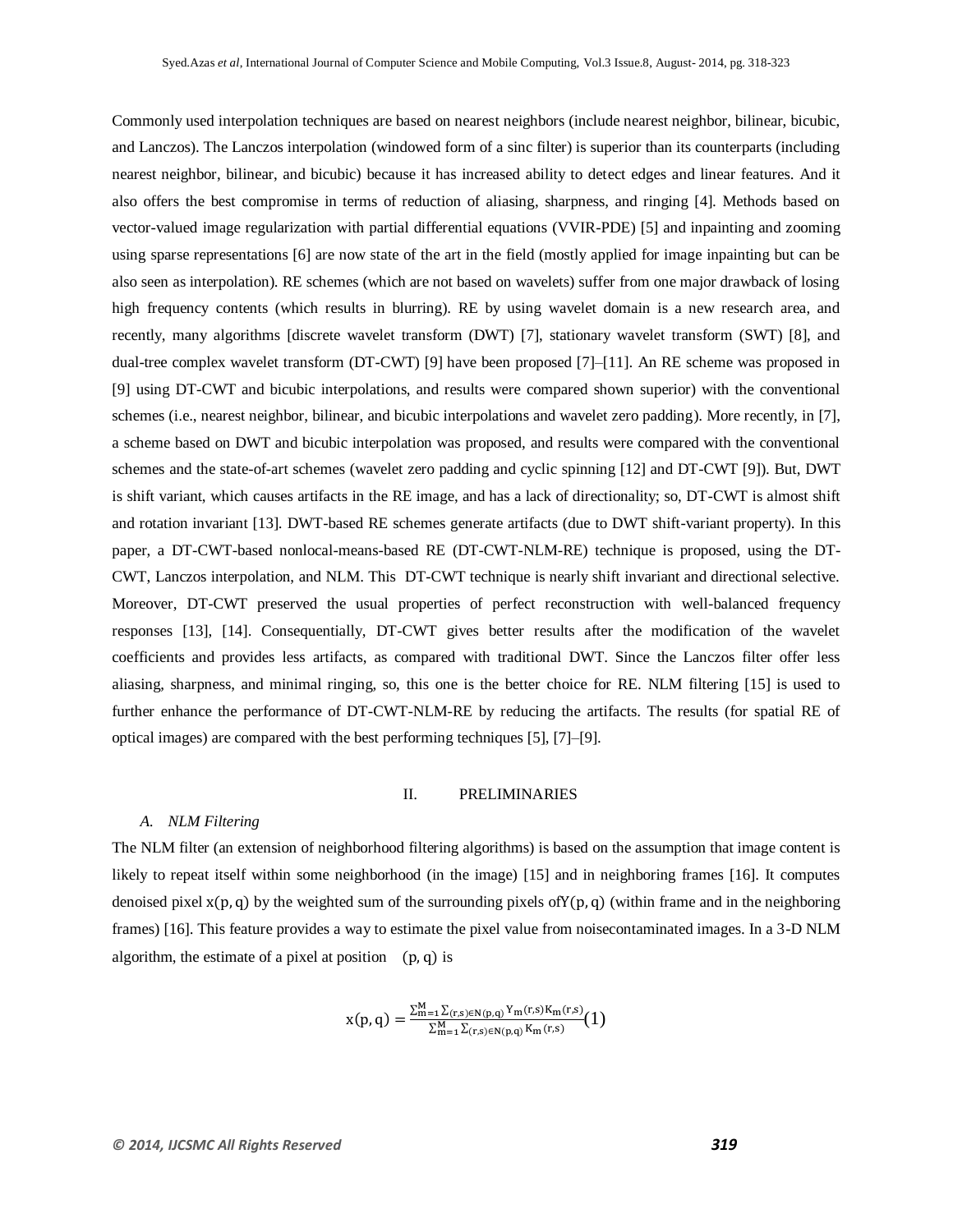Commonly used interpolation techniques are based on nearest neighbors (include nearest neighbor, bilinear, bicubic, and Lanczos). The Lanczos interpolation (windowed form of a sinc filter) is superior than its counterparts (including nearest neighbor, bilinear, and bicubic) because it has increased ability to detect edges and linear features. And it also offers the best compromise in terms of reduction of aliasing, sharpness, and ringing [4]. Methods based on vector-valued image regularization with partial differential equations (VVIR-PDE) [5] and inpainting and zooming using sparse representations [6] are now state of the art in the field (mostly applied for image inpainting but can be also seen as interpolation). RE schemes (which are not based on wavelets) suffer from one major drawback of losing high frequency contents (which results in blurring). RE by using wavelet domain is a new research area, and recently, many algorithms [discrete wavelet transform (DWT) [7], stationary wavelet transform (SWT) [8], and dual-tree complex wavelet transform (DT-CWT) [9] have been proposed [7]–[11]. An RE scheme was proposed in [9] using DT-CWT and bicubic interpolations, and results were compared shown superior) with the conventional schemes (i.e., nearest neighbor, bilinear, and bicubic interpolations and wavelet zero padding). More recently, in [7], a scheme based on DWT and bicubic interpolation was proposed, and results were compared with the conventional schemes and the state-of-art schemes (wavelet zero padding and cyclic spinning [12] and DT-CWT [9]). But, DWT is shift variant, which causes artifacts in the RE image, and has a lack of directionality; so, DT-CWT is almost shift and rotation invariant [13]. DWT-based RE schemes generate artifacts (due to DWT shift-variant property). In this paper, a DT-CWT-based nonlocal-means-based RE (DT-CWT-NLM-RE) technique is proposed, using the DT-CWT, Lanczos interpolation, and NLM. This DT-CWT technique is nearly shift invariant and directional selective. Moreover, DT-CWT preserved the usual properties of perfect reconstruction with well-balanced frequency responses [13], [14]. Consequentially, DT-CWT gives better results after the modification of the wavelet coefficients and provides less artifacts, as compared with traditional DWT. Since the Lanczos filter offer less aliasing, sharpness, and minimal ringing, so, this one is the better choice for RE. NLM filtering [15] is used to further enhance the performance of DT-CWT-NLM-RE by reducing the artifacts. The results (for spatial RE of optical images) are compared with the best performing techniques [5], [7]–[9].

## II. PRELIMINARIES

### *A. NLM Filtering*

The NLM filter (an extension of neighborhood filtering algorithms) is based on the assumption that image content is likely to repeat itself within some neighborhood (in the image) [15] and in neighboring frames [16]. It computes denoised pixel $x(p, q)$ by the weighted sum of the surrounding pixels of $Y(p, q)$ (within frame and in the neighboring frames) [16]. This feature provides a way to estimate the pixel value from noisecontaminated images. In a 3-D NLM algorithm, the estimate of a pixel at position $(p, q)$ is

$$x(p, q) = \frac{\sum_{m=1}^{M} \sum_{(r,s)\in N(p,q)} Y_m(r,s) K_m(r,s)}{\sum_{m=1}^{M} \sum_{(r,s)\in N(p,q)} K_m(r,s)} \quad (1)$$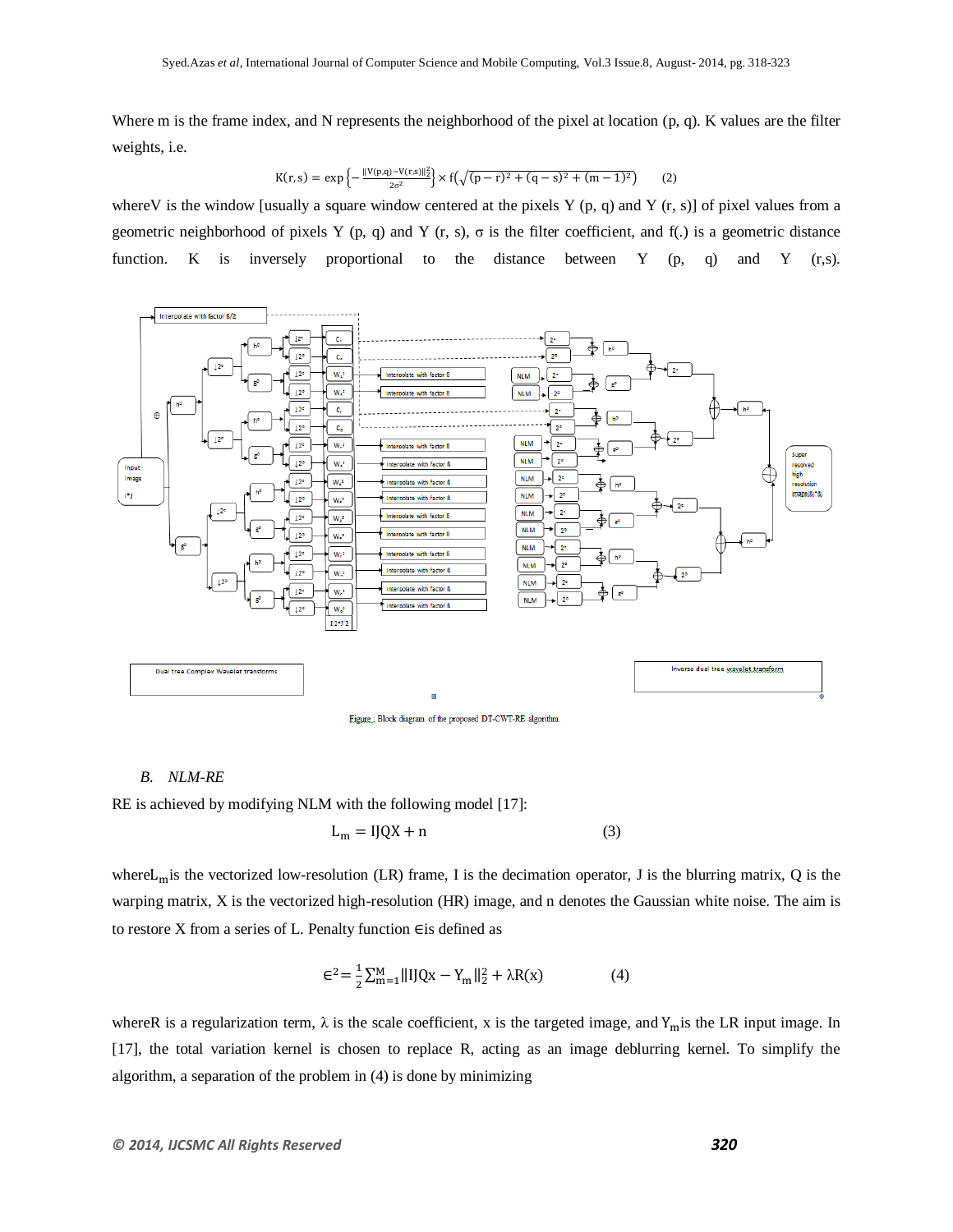Where m is the frame index, and N represents the neighborhood of the pixel at location (p, q). K values are the filter weights, i.e.

$$K(r,s) = \exp\left\{-\frac{\|V(p,q)-V(r,s)\|_2^2}{2\sigma^2}\right\} \times f\left(\sqrt{(p-r)^2+(q-s)^2+(m-1)^2}\right) \qquad (2)$$

whereV is the window [usually a square window centered at the pixels Y (p, q) and Y (r, s)] of pixel values from a geometric neighborhood of pixels Y (p, q) and Y (r, s), σ is the filter coefficient, and f(.) is a geometric distance function. K is inversely proportional to the distance between Y (p, q) and Y (r,s).

Figure : Block diagram of the proposed DT-CWT-RE algorithm

### B. *NLM-RE*

RE is achieved by modifying NLM with the following model [17]:

$$L_m = IJQX + n \qquad (3)$$

where$L_m$is the vectorized low-resolution (LR) frame, I is the decimation operator, J is the blurring matrix, Q is the warping matrix, X is the vectorized high-resolution (HR) image, and n denotes the Gaussian white noise. The aim is to restore X from a series of L. Penalty function ∈is defined as

$$\epsilon^2 = \frac{1}{2}\sum_{m=1}^{M}\|IJQx - Y_m\|_2^2 + \lambda R(x) \qquad (4)$$

whereR is a regularization term, λ is the scale coefficient, x is the targeted image, and $Y_m$is the LR input image. In [17], the total variation kernel is chosen to replace R, acting as an image deblurring kernel. To simplify the algorithm, a separation of the problem in (4) is done by minimizing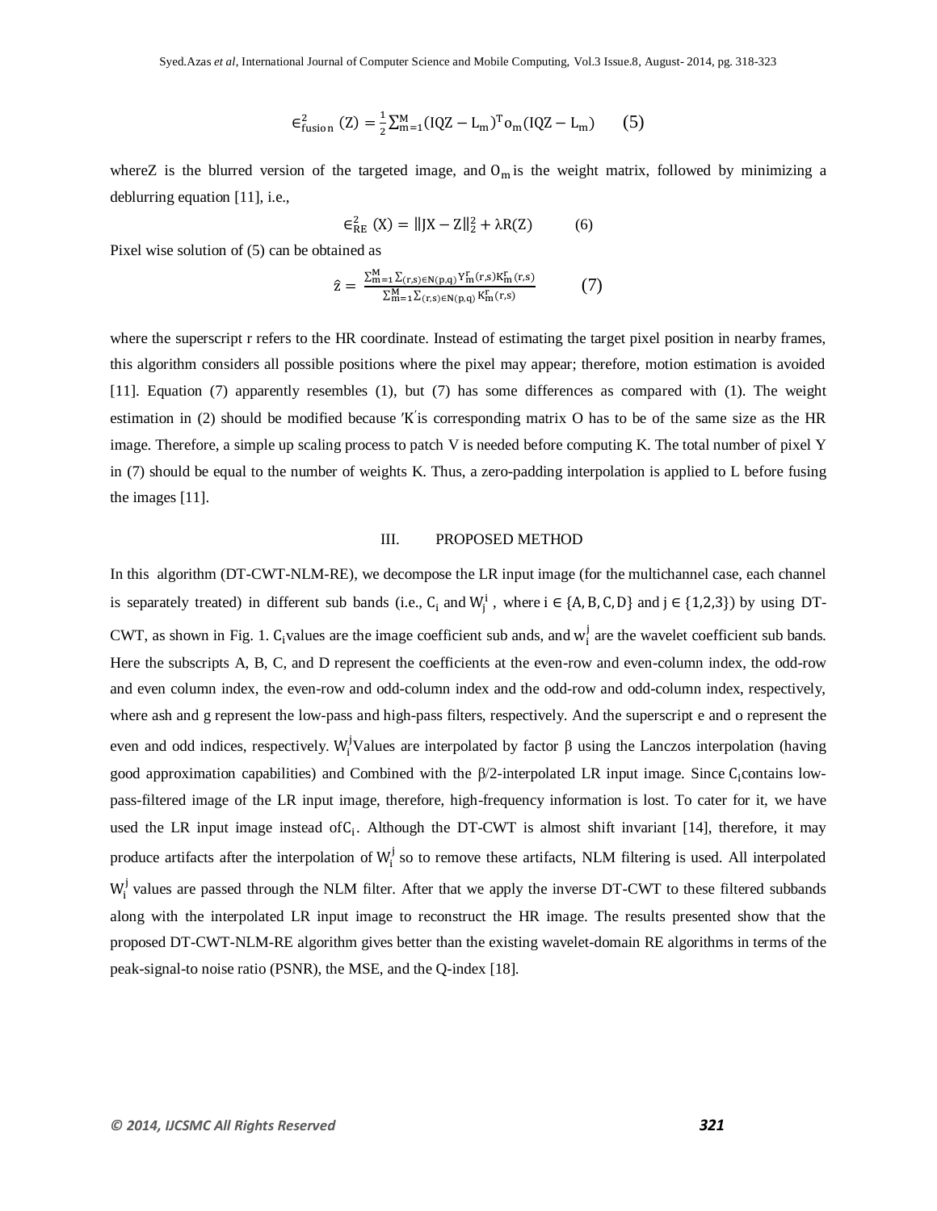$$\epsilon^2_{\text{fusion}}(Z) = \frac{1}{2}\sum_{m=1}^{M}(IQZ - L_m)^T o_m (IQZ - L_m) \qquad (5)$$

whereZ is the blurred version of the targeted image, and $O_m$ is the weight matrix, followed by minimizing a deblurring equation [11], i.e.,

$$\epsilon^2_{RE}(X) = \|JX - Z\|_2^2 + \lambda R(Z) \qquad (6)$$

Pixel wise solution of (5) can be obtained as

$$\hat{z} = \frac{\sum_{m=1}^{M}\sum_{(r,s)\in N(p,q)} Y_m^r(r,s) K_m^r(r,s)}{\sum_{m=1}^{M}\sum_{(r,s)\in N(p,q)} K_m^r(r,s)} \qquad (7)$$

where the superscript r refers to the HR coordinate. Instead of estimating the target pixel position in nearby frames, this algorithm considers all possible positions where the pixel may appear; therefore, motion estimation is avoided [11]. Equation (7) apparently resembles (1), but (7) has some differences as compared with (1). The weight estimation in (2) should be modified because $'K'$is corresponding matrix O has to be of the same size as the HR image. Therefore, a simple up scaling process to patch V is needed before computing K. The total number of pixel Y in (7) should be equal to the number of weights K. Thus, a zero-padding interpolation is applied to L before fusing the images [11].

## III. PROPOSED METHOD

In this algorithm (DT-CWT-NLM-RE), we decompose the LR input image (for the multichannel case, each channel is separately treated) in different sub bands (i.e., $C_i$ and $W_j^i$ , where $i \in \{A, B, C, D\}$ and $j \in \{1,2,3\}$) by using DT-CWT, as shown in Fig. 1. $C_i$values are the image coefficient sub ands, and $w_i^j$ are the wavelet coefficient sub bands. Here the subscripts A, B, C, and D represent the coefficients at the even-row and even-column index, the odd-row and even column index, the even-row and odd-column index and the odd-row and odd-column index, respectively, where ash and g represent the low-pass and high-pass filters, respectively. And the superscript e and o represent the even and odd indices, respectively. $W_i^j$Values are interpolated by factor β using the Lanczos interpolation (having good approximation capabilities) and Combined with the β/2-interpolated LR input image. Since $C_i$contains low-pass-filtered image of the LR input image, therefore, high-frequency information is lost. To cater for it, we have used the LR input image instead of$C_i$. Although the DT-CWT is almost shift invariant [14], therefore, it may produce artifacts after the interpolation of $W_i^j$ so to remove these artifacts, NLM filtering is used. All interpolated $W_i^j$ values are passed through the NLM filter. After that we apply the inverse DT-CWT to these filtered subbands along with the interpolated LR input image to reconstruct the HR image. The results presented show that the proposed DT-CWT-NLM-RE algorithm gives better than the existing wavelet-domain RE algorithms in terms of the peak-signal-to noise ratio (PSNR), the MSE, and the Q-index [18].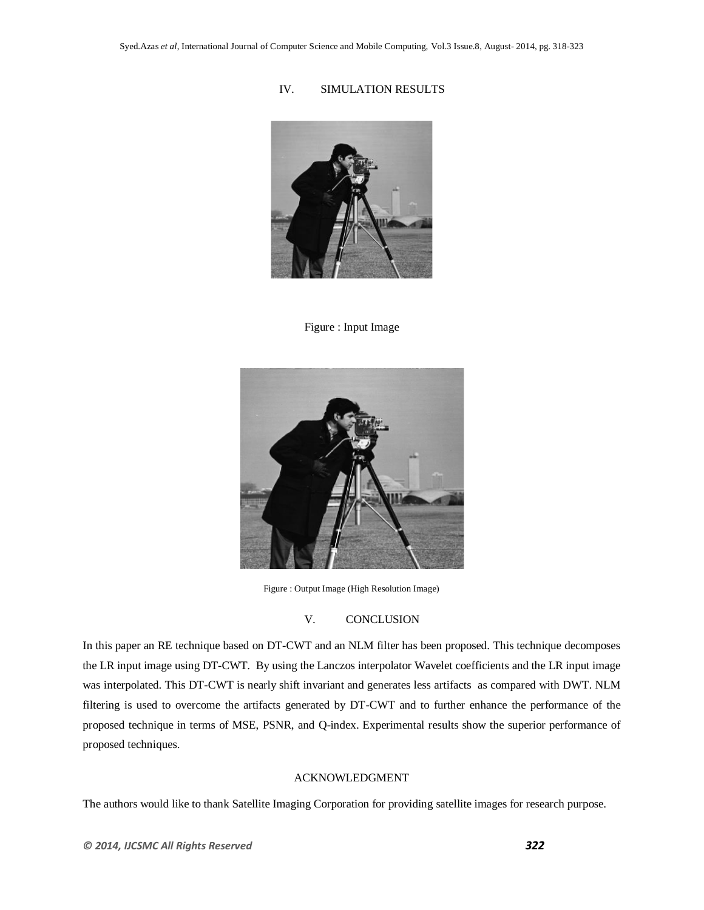## IV. SIMULATION RESULTS

Figure : Input Image

Figure : Output Image (High Resolution Image)

## V. CONCLUSION

In this paper an RE technique based on DT-CWT and an NLM filter has been proposed. This technique decomposes the LR input image using DT-CWT. By using the Lanczos interpolator Wavelet coefficients and the LR input image was interpolated. This DT-CWT is nearly shift invariant and generates less artifacts as compared with DWT. NLM filtering is used to overcome the artifacts generated by DT-CWT and to further enhance the performance of the proposed technique in terms of MSE, PSNR, and Q-index. Experimental results show the superior performance of proposed techniques.

## ACKNOWLEDGMENT

The authors would like to thank Satellite Imaging Corporation for providing satellite images for research purpose.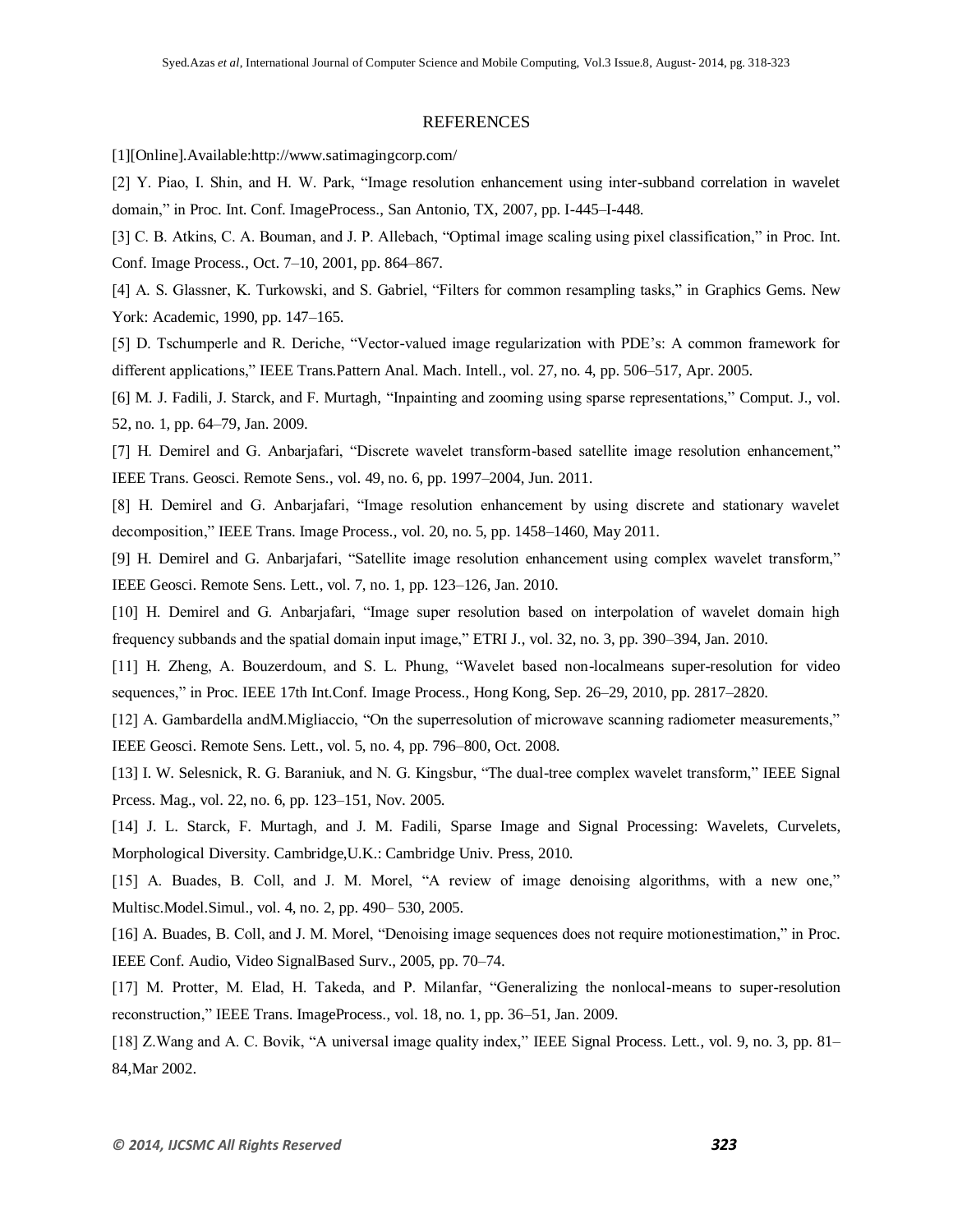## REFERENCES

[1][Online].Available:http://www.satimagingcorp.com/

[2] Y. Piao, I. Shin, and H. W. Park, "Image resolution enhancement using inter-subband correlation in wavelet domain," in Proc. Int. Conf. ImageProcess., San Antonio, TX, 2007, pp. I-445–I-448.

[3] C. B. Atkins, C. A. Bouman, and J. P. Allebach, "Optimal image scaling using pixel classification," in Proc. Int. Conf. Image Process., Oct. 7–10, 2001, pp. 864–867.

[4] A. S. Glassner, K. Turkowski, and S. Gabriel, "Filters for common resampling tasks," in Graphics Gems. New York: Academic, 1990, pp. 147–165.

[5] D. Tschumperle and R. Deriche, "Vector-valued image regularization with PDE's: A common framework for different applications," IEEE Trans.Pattern Anal. Mach. Intell., vol. 27, no. 4, pp. 506–517, Apr. 2005.

[6] M. J. Fadili, J. Starck, and F. Murtagh, "Inpainting and zooming using sparse representations," Comput. J., vol. 52, no. 1, pp. 64–79, Jan. 2009.

[7] H. Demirel and G. Anbarjafari, "Discrete wavelet transform-based satellite image resolution enhancement," IEEE Trans. Geosci. Remote Sens., vol. 49, no. 6, pp. 1997–2004, Jun. 2011.

[8] H. Demirel and G. Anbarjafari, "Image resolution enhancement by using discrete and stationary wavelet decomposition," IEEE Trans. Image Process., vol. 20, no. 5, pp. 1458–1460, May 2011.

[9] H. Demirel and G. Anbarjafari, "Satellite image resolution enhancement using complex wavelet transform," IEEE Geosci. Remote Sens. Lett., vol. 7, no. 1, pp. 123–126, Jan. 2010.

[10] H. Demirel and G. Anbarjafari, "Image super resolution based on interpolation of wavelet domain high frequency subbands and the spatial domain input image," ETRI J., vol. 32, no. 3, pp. 390–394, Jan. 2010.

[11] H. Zheng, A. Bouzerdoum, and S. L. Phung, "Wavelet based non-localmeans super-resolution for video sequences," in Proc. IEEE 17th Int.Conf. Image Process., Hong Kong, Sep. 26–29, 2010, pp. 2817–2820.

[12] A. Gambardella andM.Migliaccio, "On the superresolution of microwave scanning radiometer measurements," IEEE Geosci. Remote Sens. Lett., vol. 5, no. 4, pp. 796–800, Oct. 2008.

[13] I. W. Selesnick, R. G. Baraniuk, and N. G. Kingsbur, "The dual-tree complex wavelet transform," IEEE Signal Prcess. Mag., vol. 22, no. 6, pp. 123–151, Nov. 2005.

[14] J. L. Starck, F. Murtagh, and J. M. Fadili, Sparse Image and Signal Processing: Wavelets, Curvelets, Morphological Diversity. Cambridge,U.K.: Cambridge Univ. Press, 2010.

[15] A. Buades, B. Coll, and J. M. Morel, "A review of image denoising algorithms, with a new one," Multisc.Model.Simul., vol. 4, no. 2, pp. 490– 530, 2005.

[16] A. Buades, B. Coll, and J. M. Morel, "Denoising image sequences does not require motionestimation," in Proc. IEEE Conf. Audio, Video SignalBased Surv., 2005, pp. 70–74.

[17] M. Protter, M. Elad, H. Takeda, and P. Milanfar, "Generalizing the nonlocal-means to super-resolution reconstruction," IEEE Trans. ImageProcess., vol. 18, no. 1, pp. 36–51, Jan. 2009.

[18] Z.Wang and A. C. Bovik, "A universal image quality index," IEEE Signal Process. Lett., vol. 9, no. 3, pp. 81–84,Mar 2002.